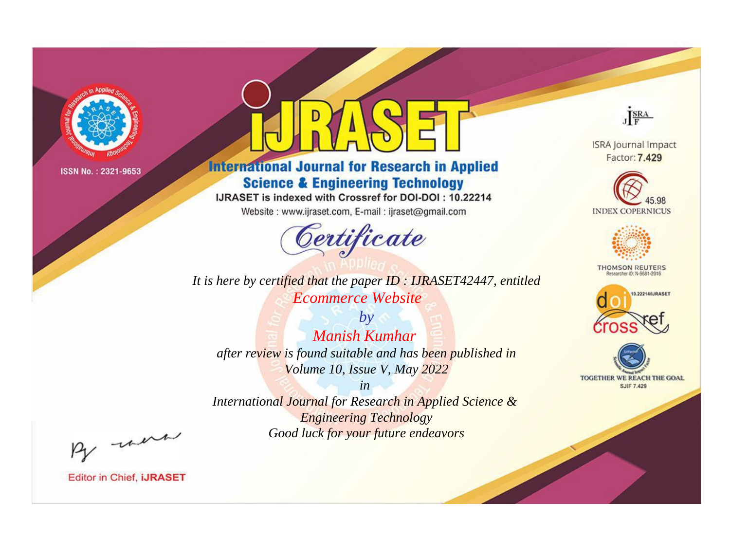ISSN No. : 2321-9653

# iJRASET

## International Journal for Research in Applied Science & Engineering Technology

IJRASET is indexed with Crossref for DOI-DOI : 10.22214

Website : www.ijraset.com, E-mail : ijraset@gmail.com

## Certificate

*It is here by certified that the paper ID : IJRASET42447, entitled*

*Ecommerce Website*

*by*

*Manish Kumhar*

*after review is found suitable and has been published in*

*Volume 10, Issue V, May 2022*

*in*

*International Journal for Research in Applied Science & Engineering Technology*

*Good luck for your future endeavors*

ISRA Journal Impact Factor: **7.429**

45.98 INDEX COPERNICUS

THOMSON REUTERS Researcher ID: N-9681-2016

10.22214/IJRASET

TOGETHER WE REACH THE GOAL SJIF 7.429

Editor in Chief, **iJRASET**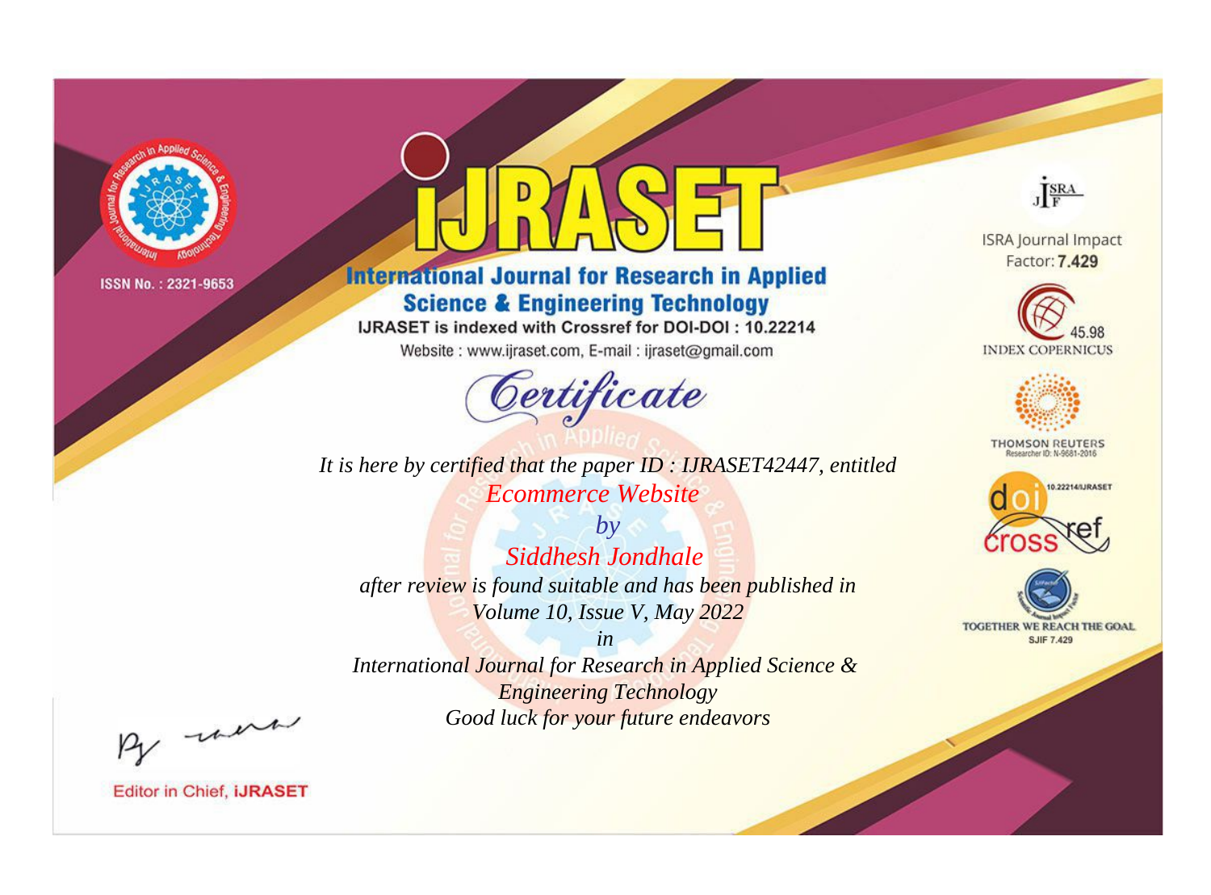ISSN No. : 2321-9653

# iJRASET

## International Journal for Research in Applied Science & Engineering Technology

IJRASET is indexed with Crossref for DOI-DOI : 10.22214

Website : www.ijraset.com, E-mail : ijraset@gmail.com

## Certificate

*It is here by certified that the paper ID : IJRASET42447, entitled*

*Ecommerce Website*

*by*

*Siddhesh Jondhale*

*after review is found suitable and has been published in*

*Volume 10, Issue V, May 2022*

*in*

*International Journal for Research in Applied Science & Engineering Technology*

*Good luck for your future endeavors*

ISRA Journal Impact Factor: **7.429**

45.98 INDEX COPERNICUS

THOMSON REUTERS Researcher ID: N-9681-2016

10.22214/IJRASET

TOGETHER WE REACH THE GOAL SJIF 7.429

Editor in Chief, **iJRASET**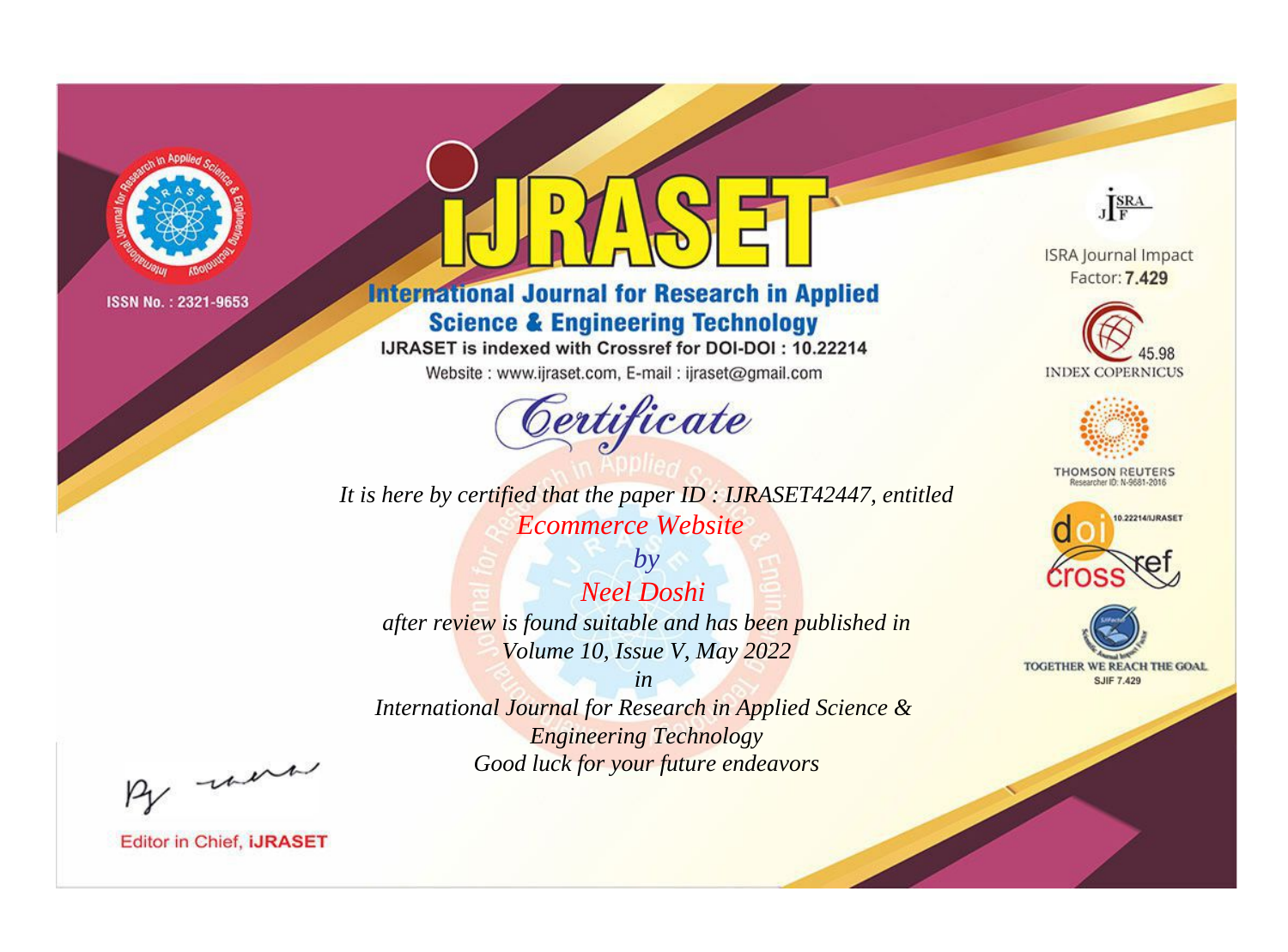ISSN No. : 2321-9653

# iJRASET

## International Journal for Research in Applied Science & Engineering Technology

IJRASET is indexed with Crossref for DOI-DOI : 10.22214

Website : www.ijraset.com, E-mail : ijraset@gmail.com

# Certificate

*It is here by certified that the paper ID : IJRASET42447, entitled*

*Ecommerce Website*

*by*

*Neel Doshi*

*after review is found suitable and has been published in*

*Volume 10, Issue V, May 2022*

*in*

*International Journal for Research in Applied Science & Engineering Technology*

*Good luck for your future endeavors*

ISRA Journal Impact Factor: **7.429**

45.98 INDEX COPERNICUS

THOMSON REUTERS Researcher ID: N-9681-2016

10.22214/IJRASET

TOGETHER WE REACH THE GOAL SJIF 7.429

Editor in Chief, **iJRASET**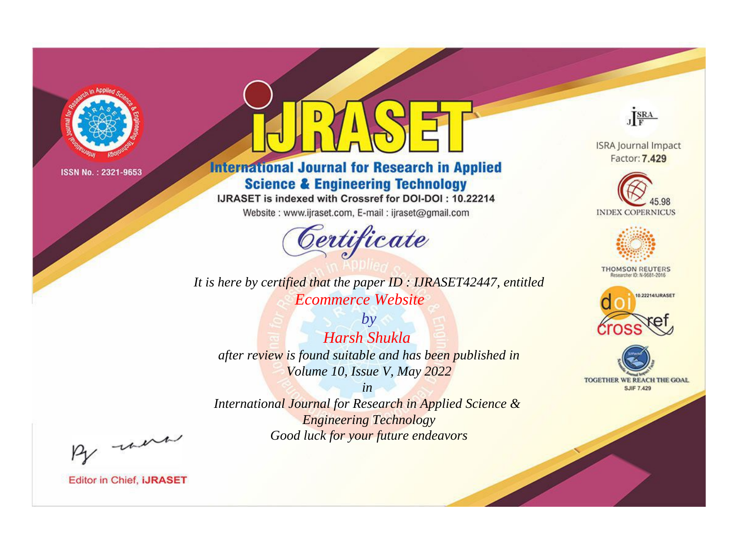ISSN No. : 2321-9653

# iJRASET

## International Journal for Research in Applied Science & Engineering Technology

IJRASET is indexed with Crossref for DOI-DOI : 10.22214

Website : www.ijraset.com, E-mail : ijraset@gmail.com

# Certificate

*It is here by certified that the paper ID : IJRASET42447, entitled*

*Ecommerce Website*

*by*

*Harsh Shukla*

*after review is found suitable and has been published in*

*Volume 10, Issue V, May 2022*

*in*

*International Journal for Research in Applied Science & Engineering Technology*

*Good luck for your future endeavors*

ISRA Journal Impact Factor: **7.429**

45.98 INDEX COPERNICUS

THOMSON REUTERS Researcher ID: N-9681-2016

10.22214/IJRASET

TOGETHER WE REACH THE GOAL SJIF 7.429

Editor in Chief, **iJRASET**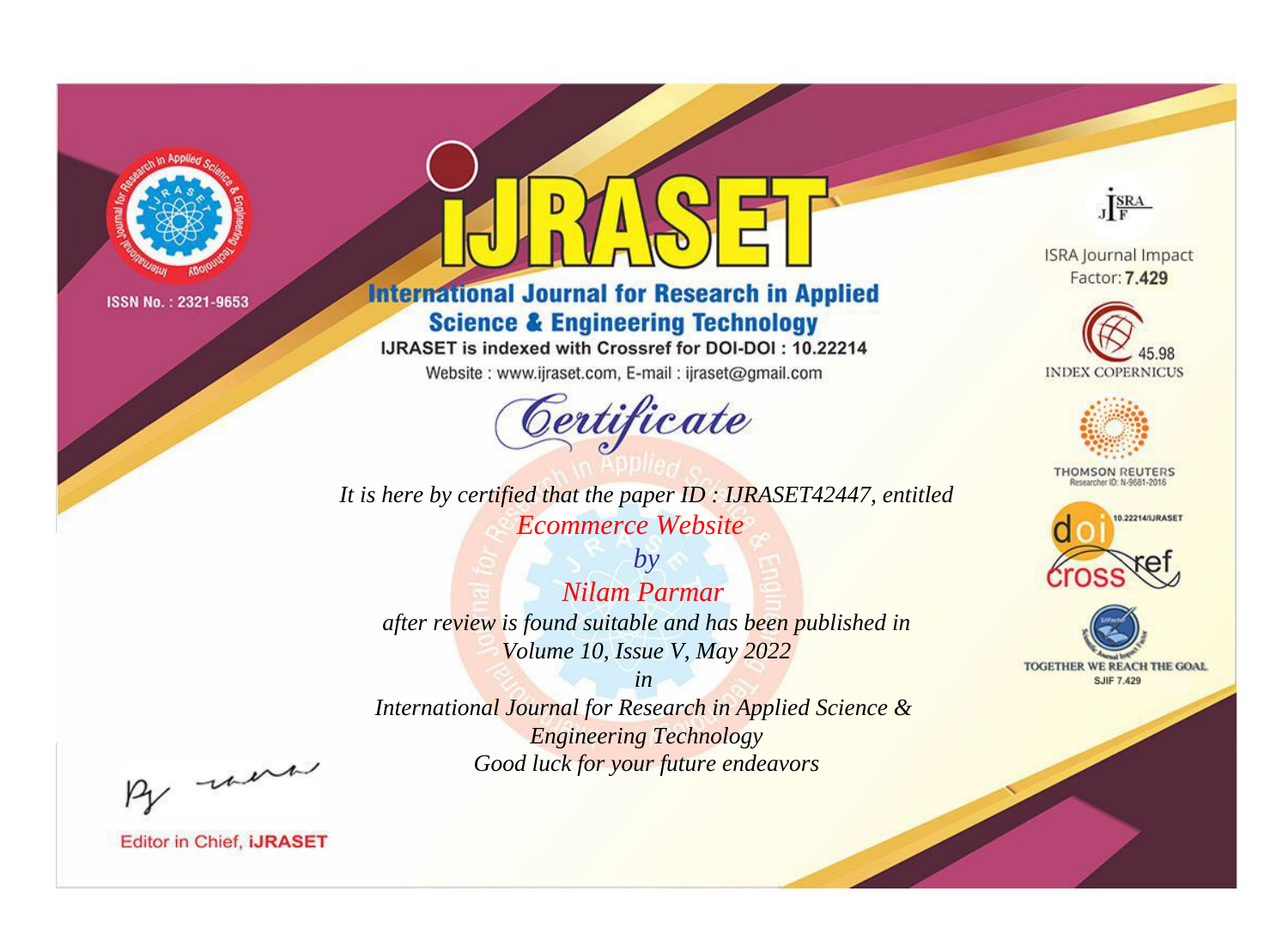ISSN No. : 2321-9653

# IJRASET

## International Journal for Research in Applied Science & Engineering Technology

IJRASET is indexed with Crossref for DOI-DOI : 10.22214

Website : www.ijraset.com, E-mail : ijraset@gmail.com

*Certificate*

*It is here by certified that the paper ID : IJRASET42447, entitled*

*Ecommerce Website*

*by*

*Nilam Parmar*

*after review is found suitable and has been published in*

*Volume 10, Issue V, May 2022*

*in*

*International Journal for Research in Applied Science & Engineering Technology*

*Good luck for your future endeavors*

ISRA Journal Impact Factor: **7.429**

45.98 INDEX COPERNICUS

THOMSON REUTERS
Researcher ID: N-9681-2016

10.22214/IJRASET

TOGETHER WE REACH THE GOAL
SJIF 7.429

Editor in Chief, **iJRASET**